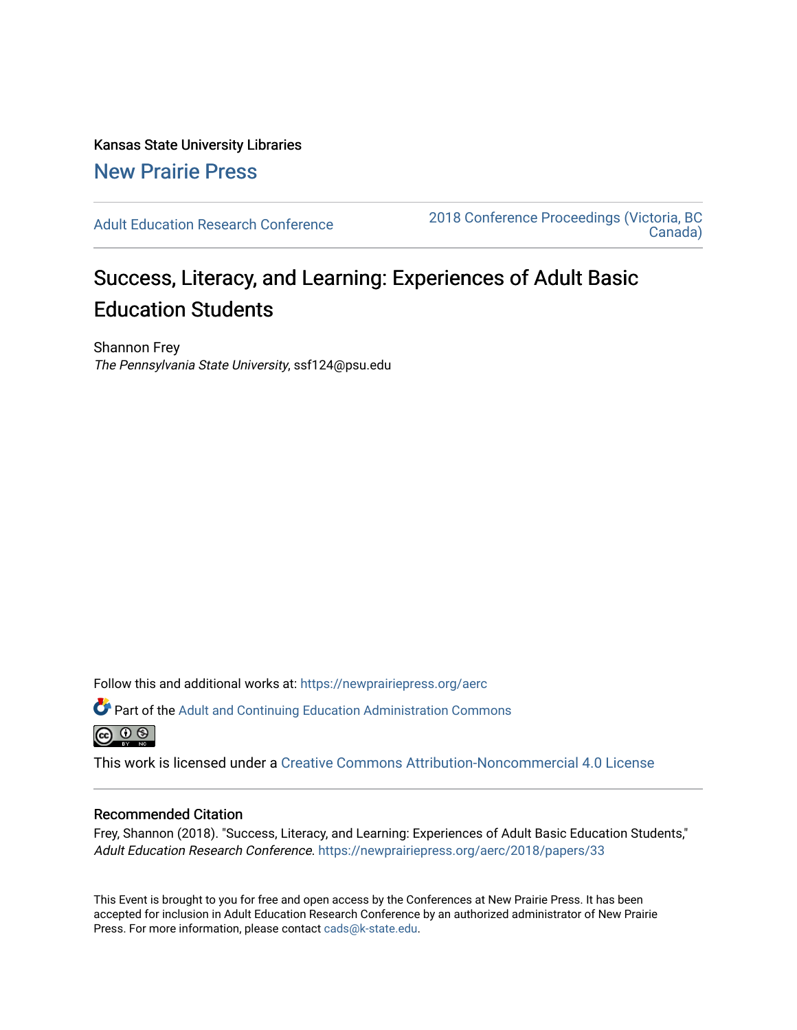Kansas State University Libraries

New Prairie Press

Adult Education Research Conference

2018 Conference Proceedings (Victoria, BC Canada)

# Success, Literacy, and Learning: Experiences of Adult Basic Education Students

Shannon Frey
*The Pennsylvania State University*, ssf124@psu.edu

Follow this and additional works at: https://newprairiepress.org/aerc

Part of the Adult and Continuing Education Administration Commons

This work is licensed under a Creative Commons Attribution-Noncommercial 4.0 License

## Recommended Citation

Frey, Shannon (2018). "Success, Literacy, and Learning: Experiences of Adult Basic Education Students," *Adult Education Research Conference*. https://newprairiepress.org/aerc/2018/papers/33

This Event is brought to you for free and open access by the Conferences at New Prairie Press. It has been accepted for inclusion in Adult Education Research Conference by an authorized administrator of New Prairie Press. For more information, please contact cads@k-state.edu.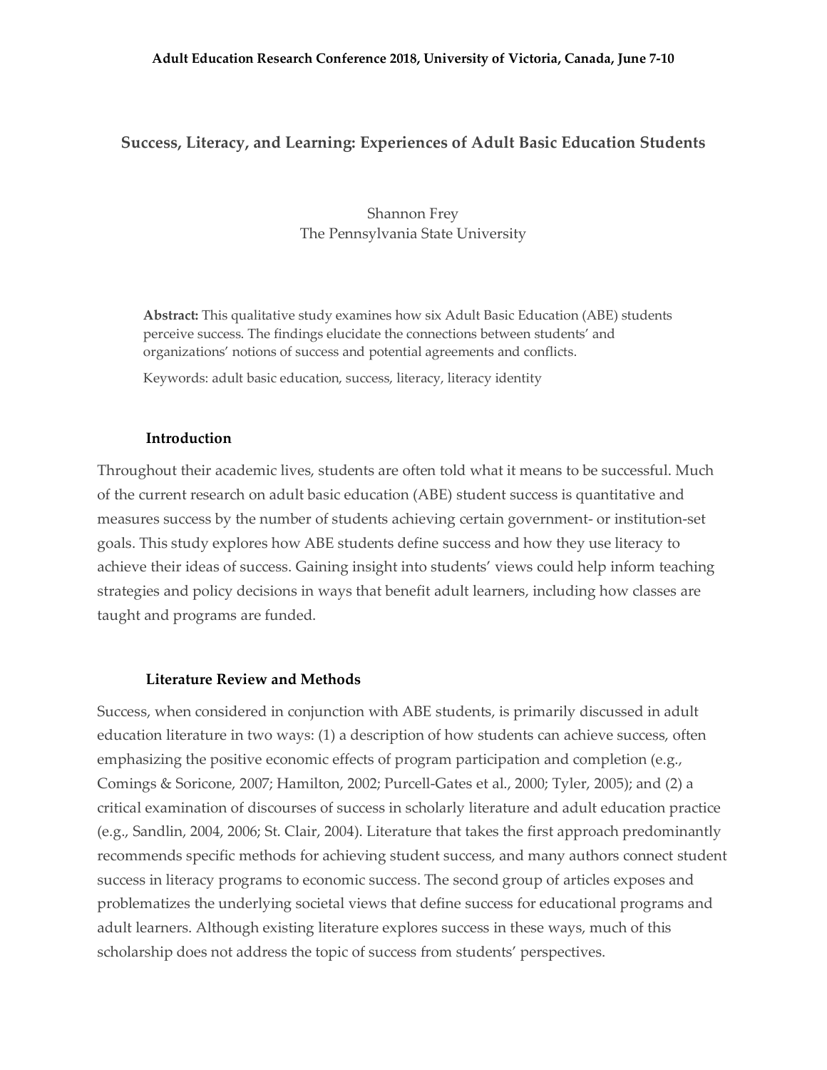# Success, Literacy, and Learning: Experiences of Adult Basic Education Students

Shannon Frey
The Pennsylvania State University

**Abstract:** This qualitative study examines how six Adult Basic Education (ABE) students perceive success. The findings elucidate the connections between students' and organizations' notions of success and potential agreements and conflicts.

Keywords: adult basic education, success, literacy, literacy identity

## Introduction

Throughout their academic lives, students are often told what it means to be successful. Much of the current research on adult basic education (ABE) student success is quantitative and measures success by the number of students achieving certain government- or institution-set goals. This study explores how ABE students define success and how they use literacy to achieve their ideas of success. Gaining insight into students' views could help inform teaching strategies and policy decisions in ways that benefit adult learners, including how classes are taught and programs are funded.

## Literature Review and Methods

Success, when considered in conjunction with ABE students, is primarily discussed in adult education literature in two ways: (1) a description of how students can achieve success, often emphasizing the positive economic effects of program participation and completion (e.g., Comings & Soricone, 2007; Hamilton, 2002; Purcell-Gates et al., 2000; Tyler, 2005); and (2) a critical examination of discourses of success in scholarly literature and adult education practice (e.g., Sandlin, 2004, 2006; St. Clair, 2004). Literature that takes the first approach predominantly recommends specific methods for achieving student success, and many authors connect student success in literacy programs to economic success. The second group of articles exposes and problematizes the underlying societal views that define success for educational programs and adult learners. Although existing literature explores success in these ways, much of this scholarship does not address the topic of success from students' perspectives.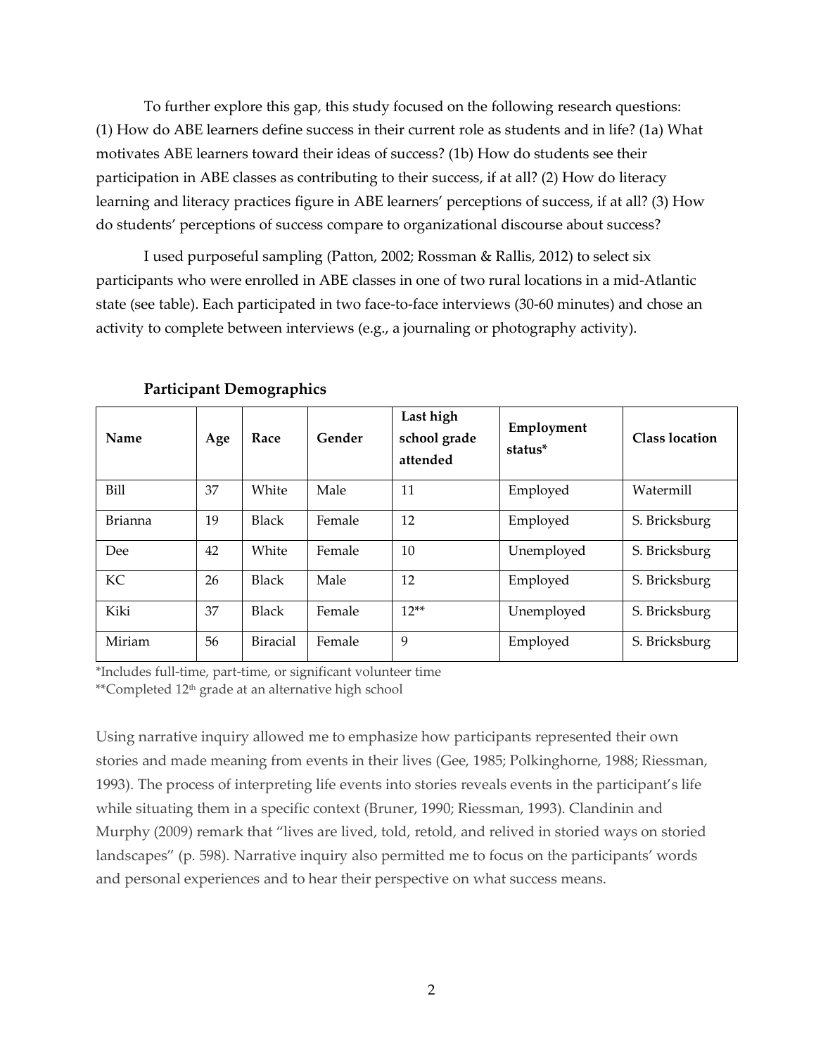To further explore this gap, this study focused on the following research questions: (1) How do ABE learners define success in their current role as students and in life? (1a) What motivates ABE learners toward their ideas of success? (1b) How do students see their participation in ABE classes as contributing to their success, if at all? (2) How do literacy learning and literacy practices figure in ABE learners' perceptions of success, if at all? (3) How do students' perceptions of success compare to organizational discourse about success?

I used purposeful sampling (Patton, 2002; Rossman & Rallis, 2012) to select six participants who were enrolled in ABE classes in one of two rural locations in a mid-Atlantic state (see table). Each participated in two face-to-face interviews (30-60 minutes) and chose an activity to complete between interviews (e.g., a journaling or photography activity).

**Participant Demographics**

| Name | Age | Race | Gender | Last high school grade attended | Employment status* | Class location |
|---|---|---|---|---|---|---|
| Bill | 37 | White | Male | 11 | Employed | Watermill |
| Brianna | 19 | Black | Female | 12 | Employed | S. Bricksburg |
| Dee | 42 | White | Female | 10 | Unemployed | S. Bricksburg |
| KC | 26 | Black | Male | 12 | Employed | S. Bricksburg |
| Kiki | 37 | Black | Female | 12** | Unemployed | S. Bricksburg |
| Miriam | 56 | Biracial | Female | 9 | Employed | S. Bricksburg |

*Includes full-time, part-time, or significant volunteer time
**Completed 12th grade at an alternative high school

Using narrative inquiry allowed me to emphasize how participants represented their own stories and made meaning from events in their lives (Gee, 1985; Polkinghorne, 1988; Riessman, 1993). The process of interpreting life events into stories reveals events in the participant's life while situating them in a specific context (Bruner, 1990; Riessman, 1993). Clandinin and Murphy (2009) remark that "lives are lived, told, retold, and relived in storied ways on storied landscapes" (p. 598). Narrative inquiry also permitted me to focus on the participants' words and personal experiences and to hear their perspective on what success means.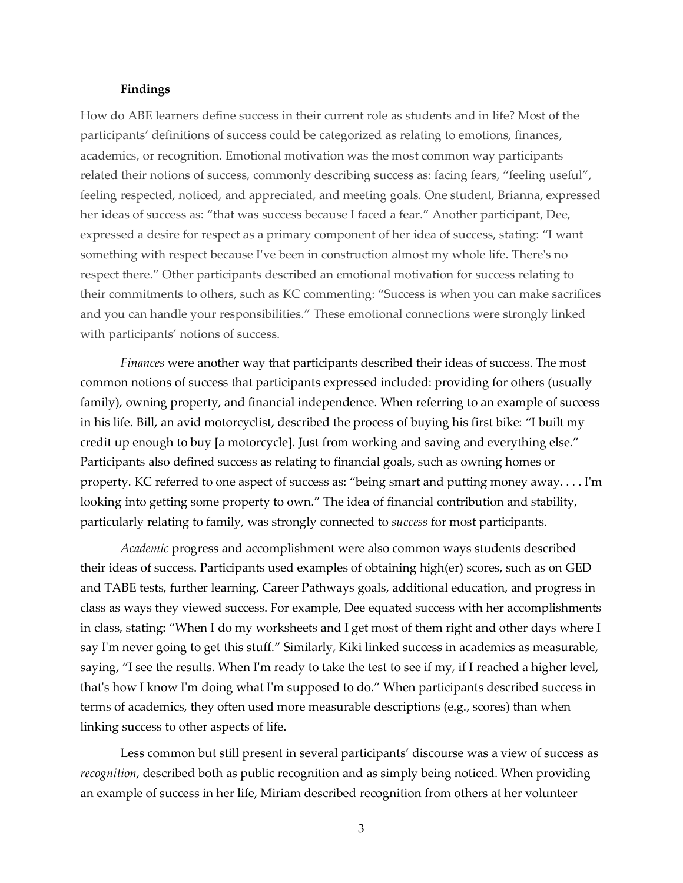### Findings

How do ABE learners define success in their current role as students and in life? Most of the participants' definitions of success could be categorized as relating to emotions, finances, academics, or recognition. Emotional motivation was the most common way participants related their notions of success, commonly describing success as: facing fears, "feeling useful", feeling respected, noticed, and appreciated, and meeting goals. One student, Brianna, expressed her ideas of success as: "that was success because I faced a fear." Another participant, Dee, expressed a desire for respect as a primary component of her idea of success, stating: "I want something with respect because I've been in construction almost my whole life. There's no respect there." Other participants described an emotional motivation for success relating to their commitments to others, such as KC commenting: "Success is when you can make sacrifices and you can handle your responsibilities." These emotional connections were strongly linked with participants' notions of success.

*Finances* were another way that participants described their ideas of success. The most common notions of success that participants expressed included: providing for others (usually family), owning property, and financial independence. When referring to an example of success in his life. Bill, an avid motorcyclist, described the process of buying his first bike: "I built my credit up enough to buy [a motorcycle]. Just from working and saving and everything else." Participants also defined success as relating to financial goals, such as owning homes or property. KC referred to one aspect of success as: "being smart and putting money away. . . . I'm looking into getting some property to own." The idea of financial contribution and stability, particularly relating to family, was strongly connected to *success* for most participants.

*Academic* progress and accomplishment were also common ways students described their ideas of success. Participants used examples of obtaining high(er) scores, such as on GED and TABE tests, further learning, Career Pathways goals, additional education, and progress in class as ways they viewed success. For example, Dee equated success with her accomplishments in class, stating: "When I do my worksheets and I get most of them right and other days where I say I'm never going to get this stuff." Similarly, Kiki linked success in academics as measurable, saying, "I see the results. When I'm ready to take the test to see if my, if I reached a higher level, that's how I know I'm doing what I'm supposed to do." When participants described success in terms of academics, they often used more measurable descriptions (e.g., scores) than when linking success to other aspects of life.

Less common but still present in several participants' discourse was a view of success as *recognition*, described both as public recognition and as simply being noticed. When providing an example of success in her life, Miriam described recognition from others at her volunteer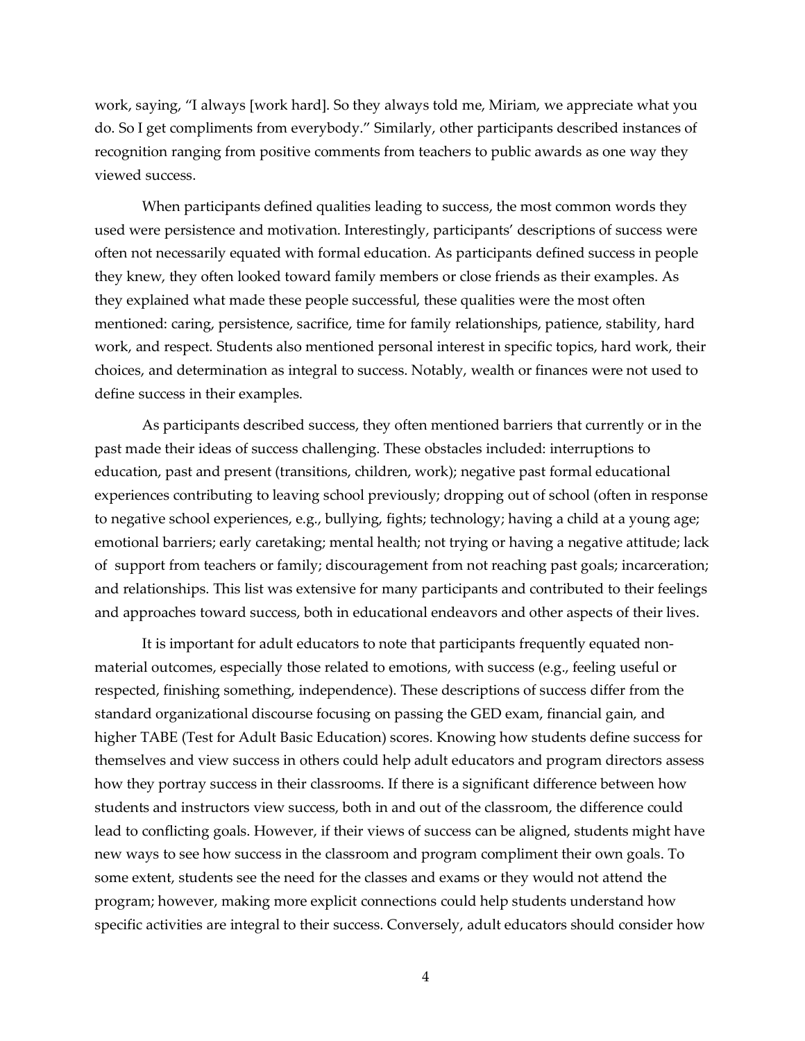work, saying, "I always [work hard]. So they always told me, Miriam, we appreciate what you do. So I get compliments from everybody." Similarly, other participants described instances of recognition ranging from positive comments from teachers to public awards as one way they viewed success.

When participants defined qualities leading to success, the most common words they used were persistence and motivation. Interestingly, participants' descriptions of success were often not necessarily equated with formal education. As participants defined success in people they knew, they often looked toward family members or close friends as their examples. As they explained what made these people successful, these qualities were the most often mentioned: caring, persistence, sacrifice, time for family relationships, patience, stability, hard work, and respect. Students also mentioned personal interest in specific topics, hard work, their choices, and determination as integral to success. Notably, wealth or finances were not used to define success in their examples.

As participants described success, they often mentioned barriers that currently or in the past made their ideas of success challenging. These obstacles included: interruptions to education, past and present (transitions, children, work); negative past formal educational experiences contributing to leaving school previously; dropping out of school (often in response to negative school experiences, e.g., bullying, fights; technology; having a child at a young age; emotional barriers; early caretaking; mental health; not trying or having a negative attitude; lack of support from teachers or family; discouragement from not reaching past goals; incarceration; and relationships. This list was extensive for many participants and contributed to their feelings and approaches toward success, both in educational endeavors and other aspects of their lives.

It is important for adult educators to note that participants frequently equated non-material outcomes, especially those related to emotions, with success (e.g., feeling useful or respected, finishing something, independence). These descriptions of success differ from the standard organizational discourse focusing on passing the GED exam, financial gain, and higher TABE (Test for Adult Basic Education) scores. Knowing how students define success for themselves and view success in others could help adult educators and program directors assess how they portray success in their classrooms. If there is a significant difference between how students and instructors view success, both in and out of the classroom, the difference could lead to conflicting goals. However, if their views of success can be aligned, students might have new ways to see how success in the classroom and program compliment their own goals. To some extent, students see the need for the classes and exams or they would not attend the program; however, making more explicit connections could help students understand how specific activities are integral to their success. Conversely, adult educators should consider how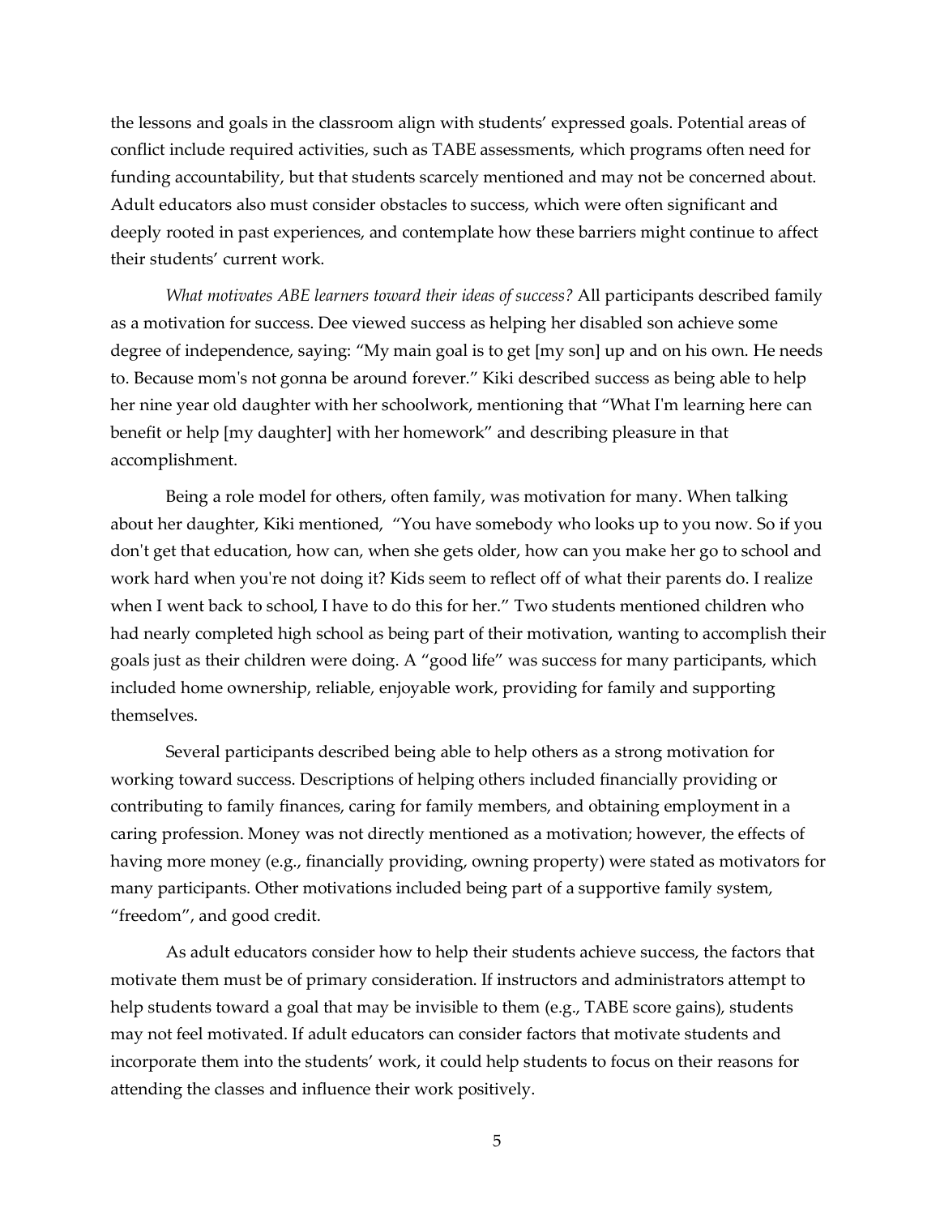the lessons and goals in the classroom align with students' expressed goals. Potential areas of conflict include required activities, such as TABE assessments, which programs often need for funding accountability, but that students scarcely mentioned and may not be concerned about. Adult educators also must consider obstacles to success, which were often significant and deeply rooted in past experiences, and contemplate how these barriers might continue to affect their students' current work.

*What motivates ABE learners toward their ideas of success?* All participants described family as a motivation for success. Dee viewed success as helping her disabled son achieve some degree of independence, saying: "My main goal is to get [my son] up and on his own. He needs to. Because mom's not gonna be around forever." Kiki described success as being able to help her nine year old daughter with her schoolwork, mentioning that "What I'm learning here can benefit or help [my daughter] with her homework" and describing pleasure in that accomplishment.

Being a role model for others, often family, was motivation for many. When talking about her daughter, Kiki mentioned, "You have somebody who looks up to you now. So if you don't get that education, how can, when she gets older, how can you make her go to school and work hard when you're not doing it? Kids seem to reflect off of what their parents do. I realize when I went back to school, I have to do this for her." Two students mentioned children who had nearly completed high school as being part of their motivation, wanting to accomplish their goals just as their children were doing. A "good life" was success for many participants, which included home ownership, reliable, enjoyable work, providing for family and supporting themselves.

Several participants described being able to help others as a strong motivation for working toward success. Descriptions of helping others included financially providing or contributing to family finances, caring for family members, and obtaining employment in a caring profession. Money was not directly mentioned as a motivation; however, the effects of having more money (e.g., financially providing, owning property) were stated as motivators for many participants. Other motivations included being part of a supportive family system, "freedom", and good credit.

As adult educators consider how to help their students achieve success, the factors that motivate them must be of primary consideration. If instructors and administrators attempt to help students toward a goal that may be invisible to them (e.g., TABE score gains), students may not feel motivated. If adult educators can consider factors that motivate students and incorporate them into the students' work, it could help students to focus on their reasons for attending the classes and influence their work positively.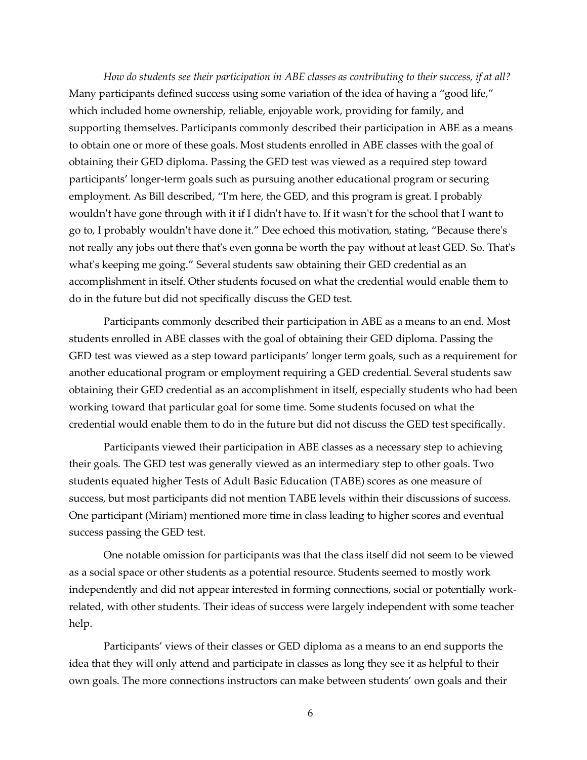*How do students see their participation in ABE classes as contributing to their success, if at all?* Many participants defined success using some variation of the idea of having a "good life," which included home ownership, reliable, enjoyable work, providing for family, and supporting themselves. Participants commonly described their participation in ABE as a means to obtain one or more of these goals. Most students enrolled in ABE classes with the goal of obtaining their GED diploma. Passing the GED test was viewed as a required step toward participants' longer-term goals such as pursuing another educational program or securing employment. As Bill described, "I'm here, the GED, and this program is great. I probably wouldn't have gone through with it if I didn't have to. If it wasn't for the school that I want to go to, I probably wouldn't have done it." Dee echoed this motivation, stating, "Because there's not really any jobs out there that's even gonna be worth the pay without at least GED. So. That's what's keeping me going." Several students saw obtaining their GED credential as an accomplishment in itself. Other students focused on what the credential would enable them to do in the future but did not specifically discuss the GED test.

Participants commonly described their participation in ABE as a means to an end. Most students enrolled in ABE classes with the goal of obtaining their GED diploma. Passing the GED test was viewed as a step toward participants' longer term goals, such as a requirement for another educational program or employment requiring a GED credential. Several students saw obtaining their GED credential as an accomplishment in itself, especially students who had been working toward that particular goal for some time. Some students focused on what the credential would enable them to do in the future but did not discuss the GED test specifically.

Participants viewed their participation in ABE classes as a necessary step to achieving their goals. The GED test was generally viewed as an intermediary step to other goals. Two students equated higher Tests of Adult Basic Education (TABE) scores as one measure of success, but most participants did not mention TABE levels within their discussions of success. One participant (Miriam) mentioned more time in class leading to higher scores and eventual success passing the GED test.

One notable omission for participants was that the class itself did not seem to be viewed as a social space or other students as a potential resource. Students seemed to mostly work independently and did not appear interested in forming connections, social or potentially work-related, with other students. Their ideas of success were largely independent with some teacher help.

Participants' views of their classes or GED diploma as a means to an end supports the idea that they will only attend and participate in classes as long they see it as helpful to their own goals. The more connections instructors can make between students' own goals and their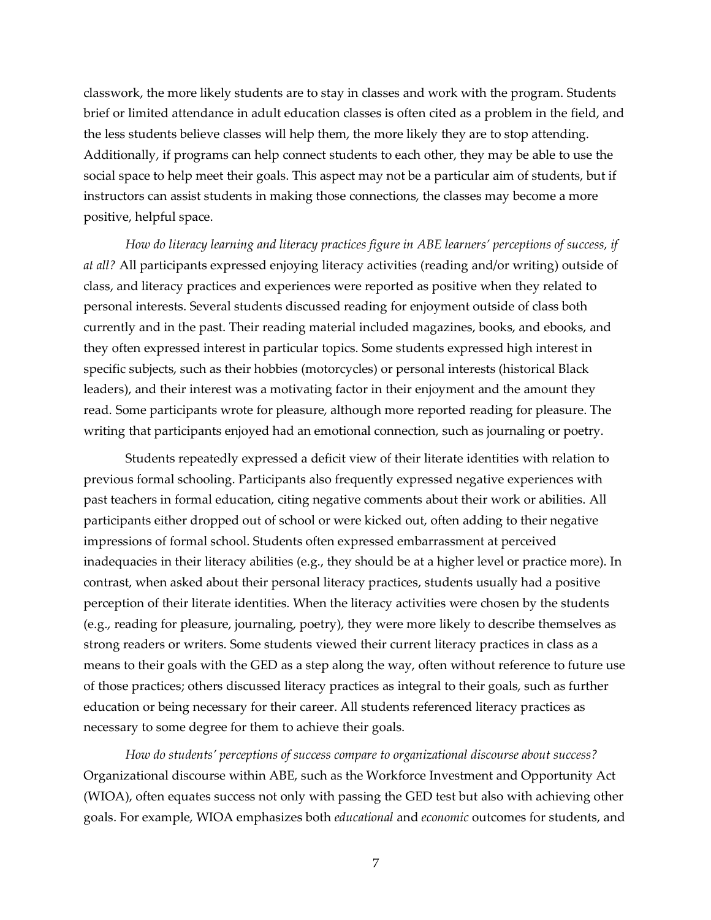classwork, the more likely students are to stay in classes and work with the program. Students brief or limited attendance in adult education classes is often cited as a problem in the field, and the less students believe classes will help them, the more likely they are to stop attending. Additionally, if programs can help connect students to each other, they may be able to use the social space to help meet their goals. This aspect may not be a particular aim of students, but if instructors can assist students in making those connections, the classes may become a more positive, helpful space.

*How do literacy learning and literacy practices figure in ABE learners' perceptions of success, if at all?* All participants expressed enjoying literacy activities (reading and/or writing) outside of class, and literacy practices and experiences were reported as positive when they related to personal interests. Several students discussed reading for enjoyment outside of class both currently and in the past. Their reading material included magazines, books, and ebooks, and they often expressed interest in particular topics. Some students expressed high interest in specific subjects, such as their hobbies (motorcycles) or personal interests (historical Black leaders), and their interest was a motivating factor in their enjoyment and the amount they read. Some participants wrote for pleasure, although more reported reading for pleasure. The writing that participants enjoyed had an emotional connection, such as journaling or poetry.

Students repeatedly expressed a deficit view of their literate identities with relation to previous formal schooling. Participants also frequently expressed negative experiences with past teachers in formal education, citing negative comments about their work or abilities. All participants either dropped out of school or were kicked out, often adding to their negative impressions of formal school. Students often expressed embarrassment at perceived inadequacies in their literacy abilities (e.g., they should be at a higher level or practice more). In contrast, when asked about their personal literacy practices, students usually had a positive perception of their literate identities. When the literacy activities were chosen by the students (e.g., reading for pleasure, journaling, poetry), they were more likely to describe themselves as strong readers or writers. Some students viewed their current literacy practices in class as a means to their goals with the GED as a step along the way, often without reference to future use of those practices; others discussed literacy practices as integral to their goals, such as further education or being necessary for their career. All students referenced literacy practices as necessary to some degree for them to achieve their goals.

*How do students' perceptions of success compare to organizational discourse about success?* Organizational discourse within ABE, such as the Workforce Investment and Opportunity Act (WIOA), often equates success not only with passing the GED test but also with achieving other goals. For example, WIOA emphasizes both *educational* and *economic* outcomes for students, and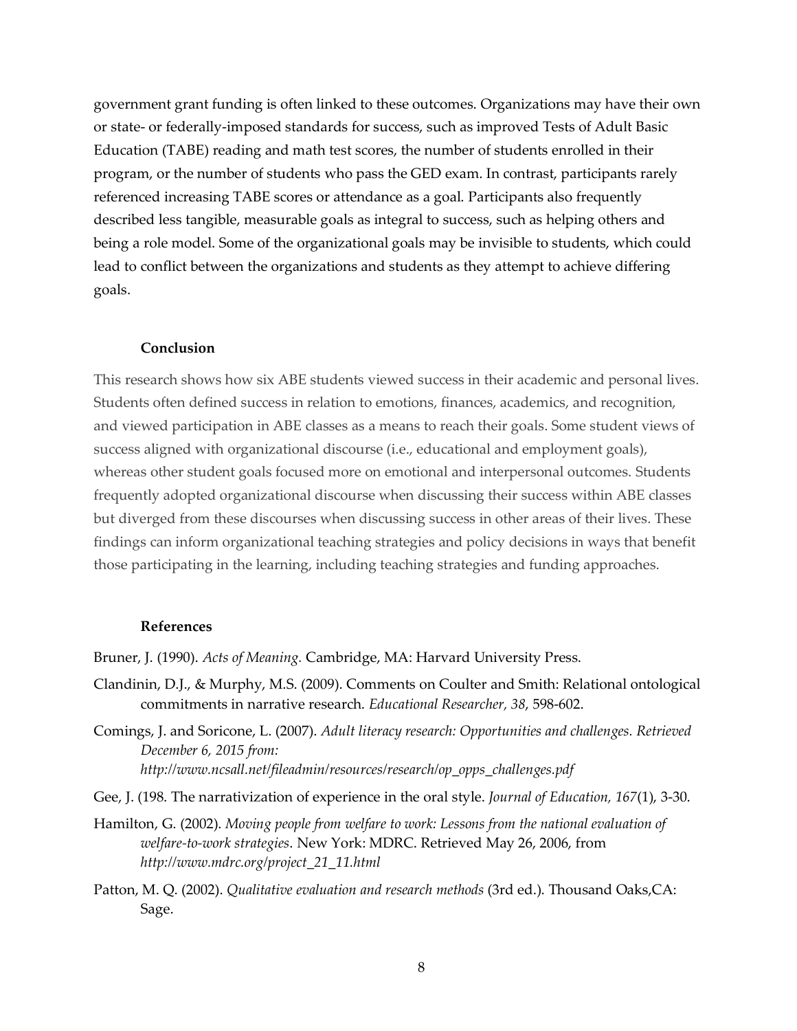government grant funding is often linked to these outcomes. Organizations may have their own or state- or federally-imposed standards for success, such as improved Tests of Adult Basic Education (TABE) reading and math test scores, the number of students enrolled in their program, or the number of students who pass the GED exam. In contrast, participants rarely referenced increasing TABE scores or attendance as a goal. Participants also frequently described less tangible, measurable goals as integral to success, such as helping others and being a role model. Some of the organizational goals may be invisible to students, which could lead to conflict between the organizations and students as they attempt to achieve differing goals.

## Conclusion

This research shows how six ABE students viewed success in their academic and personal lives. Students often defined success in relation to emotions, finances, academics, and recognition, and viewed participation in ABE classes as a means to reach their goals. Some student views of success aligned with organizational discourse (i.e., educational and employment goals), whereas other student goals focused more on emotional and interpersonal outcomes. Students frequently adopted organizational discourse when discussing their success within ABE classes but diverged from these discourses when discussing success in other areas of their lives. These findings can inform organizational teaching strategies and policy decisions in ways that benefit those participating in the learning, including teaching strategies and funding approaches.

## References

Bruner, J. (1990). *Acts of Meaning.* Cambridge, MA: Harvard University Press.

Clandinin, D.J., & Murphy, M.S. (2009). Comments on Coulter and Smith: Relational ontological commitments in narrative research. *Educational Researcher, 38*, 598-602.

Comings, J. and Soricone, L. (2007). *Adult literacy research: Opportunities and challenges. Retrieved December 6, 2015 from: http://www.ncsall.net/fileadmin/resources/research/op_opps_challenges.pdf*

Gee, J. (198. The narrativization of experience in the oral style. *Journal of Education, 167*(1), 3-30.

Hamilton, G. (2002). *Moving people from welfare to work: Lessons from the national evaluation of welfare-to-work strategies*. New York: MDRC. Retrieved May 26, 2006, from *http://www.mdrc.org/project_21_11.html*

Patton, M. Q. (2002). *Qualitative evaluation and research methods* (3rd ed.). Thousand Oaks,CA: Sage.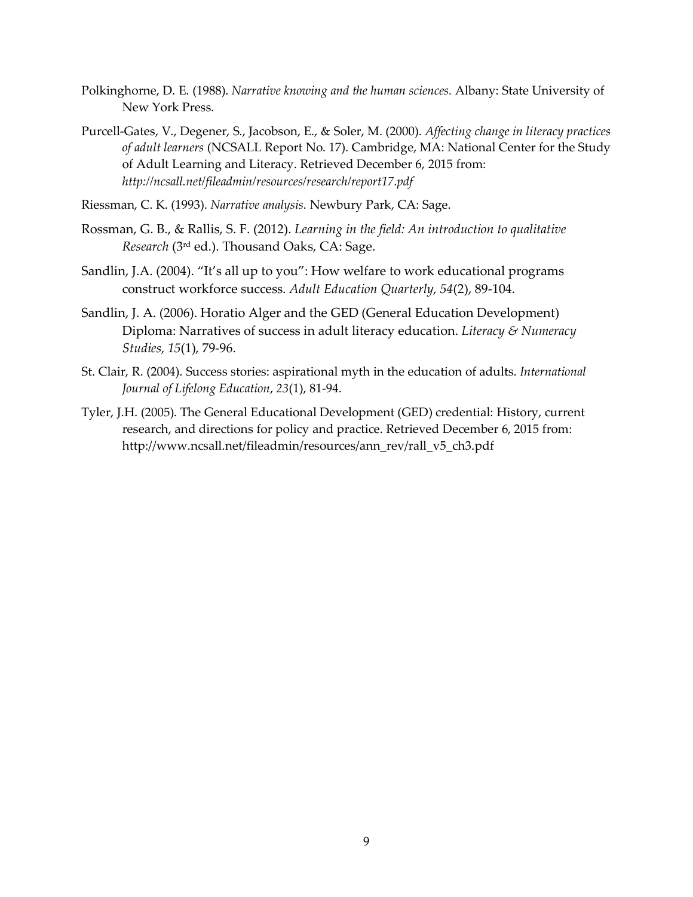Polkinghorne, D. E. (1988). *Narrative knowing and the human sciences.* Albany: State University of New York Press.

Purcell-Gates, V., Degener, S., Jacobson, E., & Soler, M. (2000). *Affecting change in literacy practices of adult learners* (NCSALL Report No. 17). Cambridge, MA: National Center for the Study of Adult Learning and Literacy. Retrieved December 6, 2015 from: *http://ncsall.net/fileadmin/resources/research/report17.pdf*

Riessman, C. K. (1993). *Narrative analysis.* Newbury Park, CA: Sage.

Rossman, G. B., & Rallis, S. F. (2012). *Learning in the field: An introduction to qualitative Research* (3rd ed.). Thousand Oaks, CA: Sage.

Sandlin, J.A. (2004). "It's all up to you": How welfare to work educational programs construct workforce success. *Adult Education Quarterly*, *54*(2), 89-104.

Sandlin, J. A. (2006). Horatio Alger and the GED (General Education Development) Diploma: Narratives of success in adult literacy education. *Literacy & Numeracy Studies*, *15*(1), 79-96.

St. Clair, R. (2004). Success stories: aspirational myth in the education of adults. *International Journal of Lifelong Education*, *23*(1), 81-94.

Tyler, J.H. (2005). The General Educational Development (GED) credential: History, current research, and directions for policy and practice. Retrieved December 6, 2015 from: http://www.ncsall.net/fileadmin/resources/ann_rev/rall_v5_ch3.pdf